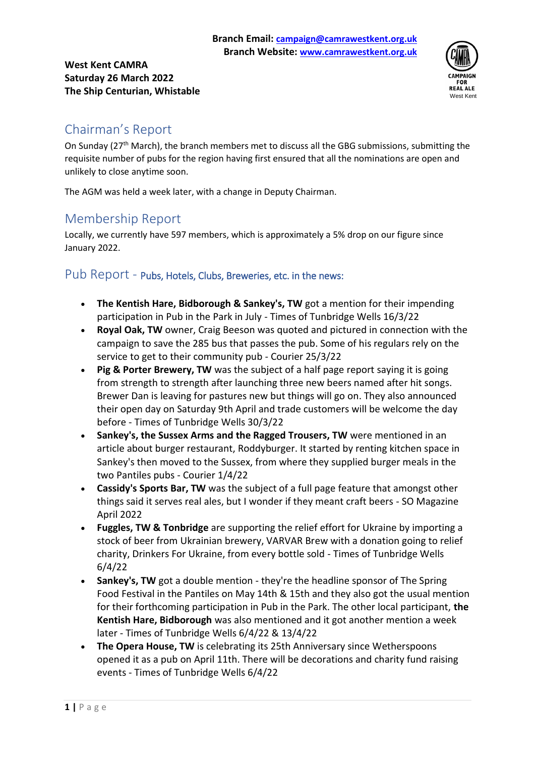**Branch Email: campaign@camrawestkent.org.uk**
**Branch Website: www.camrawestkent.org.uk**

**West Kent CAMRA**
**Saturday 26 March 2022**
**The Ship Centurian, Whistable**

CAMPAIGN FOR REAL ALE
West Kent

## Chairman's Report

On Sunday (27th March), the branch members met to discuss all the GBG submissions, submitting the requisite number of pubs for the region having first ensured that all the nominations are open and unlikely to close anytime soon.

The AGM was held a week later, with a change in Deputy Chairman.

## Membership Report

Locally, we currently have 597 members, which is approximately a 5% drop on our figure since January 2022.

## Pub Report - Pubs, Hotels, Clubs, Breweries, etc. in the news:

- **The Kentish Hare, Bidborough & Sankey's, TW** got a mention for their impending participation in Pub in the Park in July - Times of Tunbridge Wells 16/3/22
- **Royal Oak, TW** owner, Craig Beeson was quoted and pictured in connection with the campaign to save the 285 bus that passes the pub. Some of his regulars rely on the service to get to their community pub - Courier 25/3/22
- **Pig & Porter Brewery, TW** was the subject of a half page report saying it is going from strength to strength after launching three new beers named after hit songs. Brewer Dan is leaving for pastures new but things will go on. They also announced their open day on Saturday 9th April and trade customers will be welcome the day before - Times of Tunbridge Wells 30/3/22
- **Sankey's, the Sussex Arms and the Ragged Trousers, TW** were mentioned in an article about burger restaurant, Roddyburger. It started by renting kitchen space in Sankey's then moved to the Sussex, from where they supplied burger meals in the two Pantiles pubs - Courier 1/4/22
- **Cassidy's Sports Bar, TW** was the subject of a full page feature that amongst other things said it serves real ales, but I wonder if they meant craft beers - SO Magazine April 2022
- **Fuggles, TW & Tonbridge** are supporting the relief effort for Ukraine by importing a stock of beer from Ukrainian brewery, VARVAR Brew with a donation going to relief charity, Drinkers For Ukraine, from every bottle sold - Times of Tunbridge Wells 6/4/22
- **Sankey's, TW** got a double mention - they're the headline sponsor of The Spring Food Festival in the Pantiles on May 14th & 15th and they also got the usual mention for their forthcoming participation in Pub in the Park. The other local participant, **the Kentish Hare, Bidborough** was also mentioned and it got another mention a week later - Times of Tunbridge Wells 6/4/22 & 13/4/22
- **The Opera House, TW** is celebrating its 25th Anniversary since Wetherspoons opened it as a pub on April 11th. There will be decorations and charity fund raising events - Times of Tunbridge Wells 6/4/22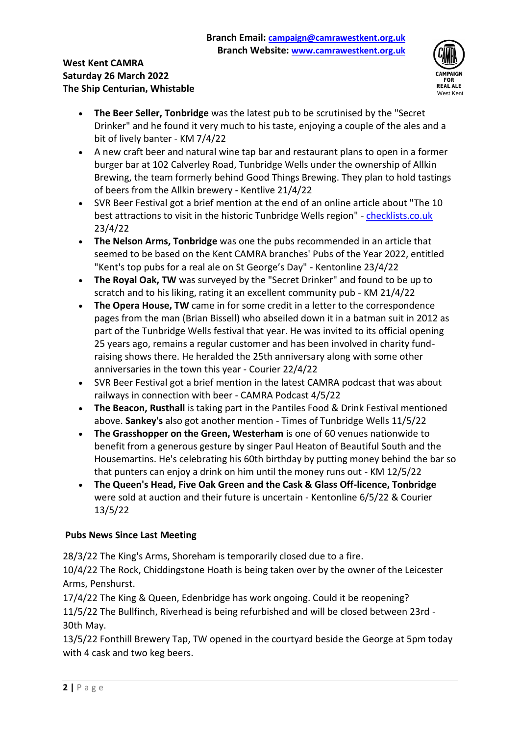- **The Beer Seller, Tonbridge** was the latest pub to be scrutinised by the "Secret Drinker" and he found it very much to his taste, enjoying a couple of the ales and a bit of lively banter - KM 7/4/22
- A new craft beer and natural wine tap bar and restaurant plans to open in a former burger bar at 102 Calverley Road, Tunbridge Wells under the ownership of Allkin Brewing, the team formerly behind Good Things Brewing. They plan to hold tastings of beers from the Allkin brewery - Kentlive 21/4/22
- SVR Beer Festival got a brief mention at the end of an online article about "The 10 best attractions to visit in the historic Tunbridge Wells region" - checklists.co.uk 23/4/22
- **The Nelson Arms, Tonbridge** was one the pubs recommended in an article that seemed to be based on the Kent CAMRA branches' Pubs of the Year 2022, entitled "Kent's top pubs for a real ale on St George's Day" - Kentonline 23/4/22
- **The Royal Oak, TW** was surveyed by the "Secret Drinker" and found to be up to scratch and to his liking, rating it an excellent community pub - KM 21/4/22
- **The Opera House, TW** came in for some credit in a letter to the correspondence pages from the man (Brian Bissell) who abseiled down it in a batman suit in 2012 as part of the Tunbridge Wells festival that year. He was invited to its official opening 25 years ago, remains a regular customer and has been involved in charity fund-raising shows there. He heralded the 25th anniversary along with some other anniversaries in the town this year - Courier 22/4/22
- SVR Beer Festival got a brief mention in the latest CAMRA podcast that was about railways in connection with beer - CAMRA Podcast 4/5/22
- **The Beacon, Rusthall** is taking part in the Pantiles Food & Drink Festival mentioned above. **Sankey's** also got another mention - Times of Tunbridge Wells 11/5/22
- **The Grasshopper on the Green, Westerham** is one of 60 venues nationwide to benefit from a generous gesture by singer Paul Heaton of Beautiful South and the Housemartins. He's celebrating his 60th birthday by putting money behind the bar so that punters can enjoy a drink on him until the money runs out - KM 12/5/22
- **The Queen's Head, Five Oak Green and the Cask & Glass Off-licence, Tonbridge** were sold at auction and their future is uncertain - Kentonline 6/5/22 & Courier 13/5/22

## Pubs News Since Last Meeting

28/3/22 The King's Arms, Shoreham is temporarily closed due to a fire.
10/4/22 The Rock, Chiddingstone Hoath is being taken over by the owner of the Leicester Arms, Penshurst.
17/4/22 The King & Queen, Edenbridge has work ongoing. Could it be reopening?
11/5/22 The Bullfinch, Riverhead is being refurbished and will be closed between 23rd - 30th May.
13/5/22 Fonthill Brewery Tap, TW opened in the courtyard beside the George at 5pm today with 4 cask and two keg beers.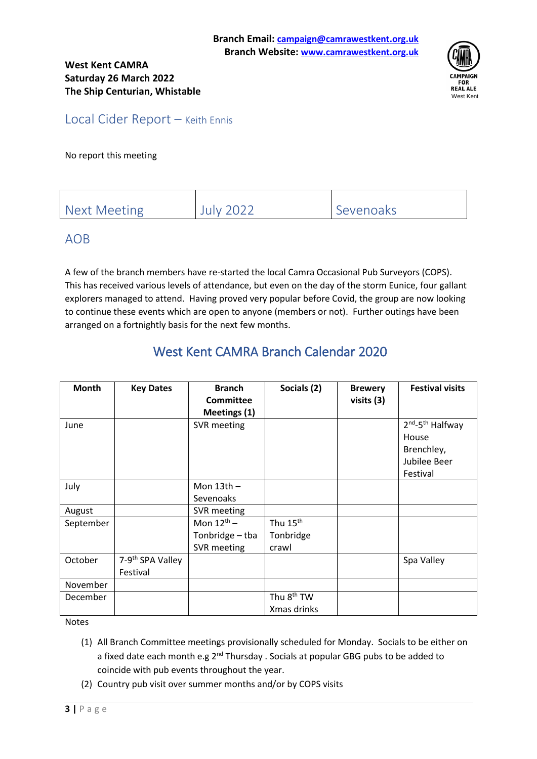Branch Email: campaign@camrawestkent.org.uk
Branch Website: www.camrawestkent.org.uk

**West Kent CAMRA**
**Saturday 26 March 2022**
**The Ship Centurian, Whitstable**

## Local Cider Report – Keith Ennis

No report this meeting

| Next Meeting | July 2022 | Sevenoaks |
|---|---|---|

## AOB

A few of the branch members have re-started the local Camra Occasional Pub Surveyors (COPS). This has received various levels of attendance, but even on the day of the storm Eunice, four gallant explorers managed to attend. Having proved very popular before Covid, the group are now looking to continue these events which are open to anyone (members or not). Further outings have been arranged on a fortnightly basis for the next few months.

## West Kent CAMRA Branch Calendar 2020

| Month | Key Dates | Branch Committee Meetings (1) | Socials (2) | Brewery visits (3) | Festival visits |
|---|---|---|---|---|---|
| June | | SVR meeting | | | 2nd-5th Halfway House Brenchley, Jubilee Beer Festival |
| July | | Mon 13th – Sevenoaks | | | |
| August | | SVR meeting | | | |
| September | | Mon 12th – Tonbridge – tba SVR meeting | Thu 15th Tonbridge crawl | | |
| October | 7-9th SPA Valley Festival | | | | Spa Valley |
| November | | | | | |
| December | | | Thu 8th TW Xmas drinks | | |

Notes

1. All Branch Committee meetings provisionally scheduled for Monday. Socials to be either on a fixed date each month e.g 2nd Thursday . Socials at popular GBG pubs to be added to coincide with pub events throughout the year.
2. Country pub visit over summer months and/or by COPS visits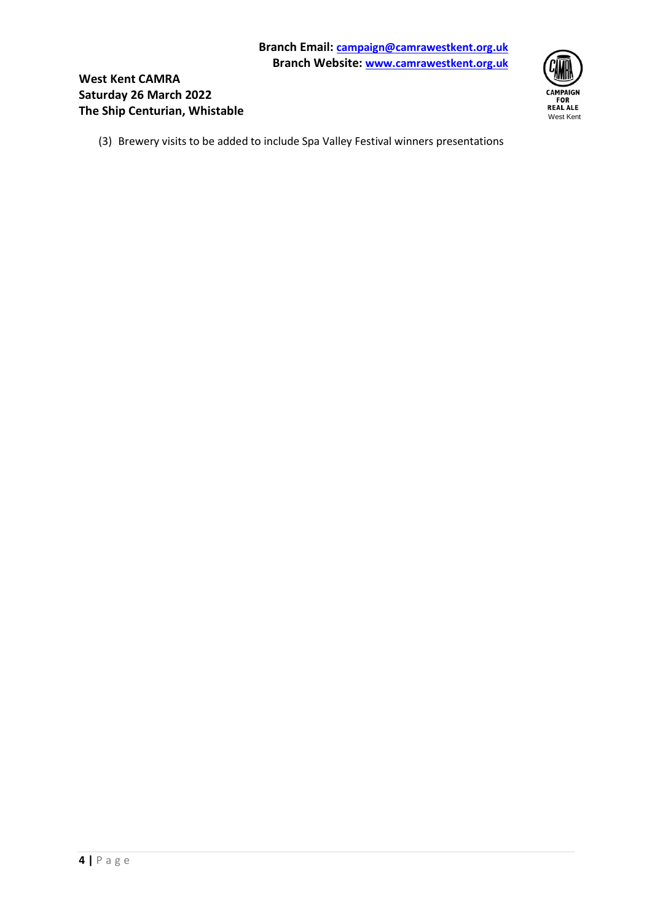(3) Brewery visits to be added to include Spa Valley Festival winners presentations